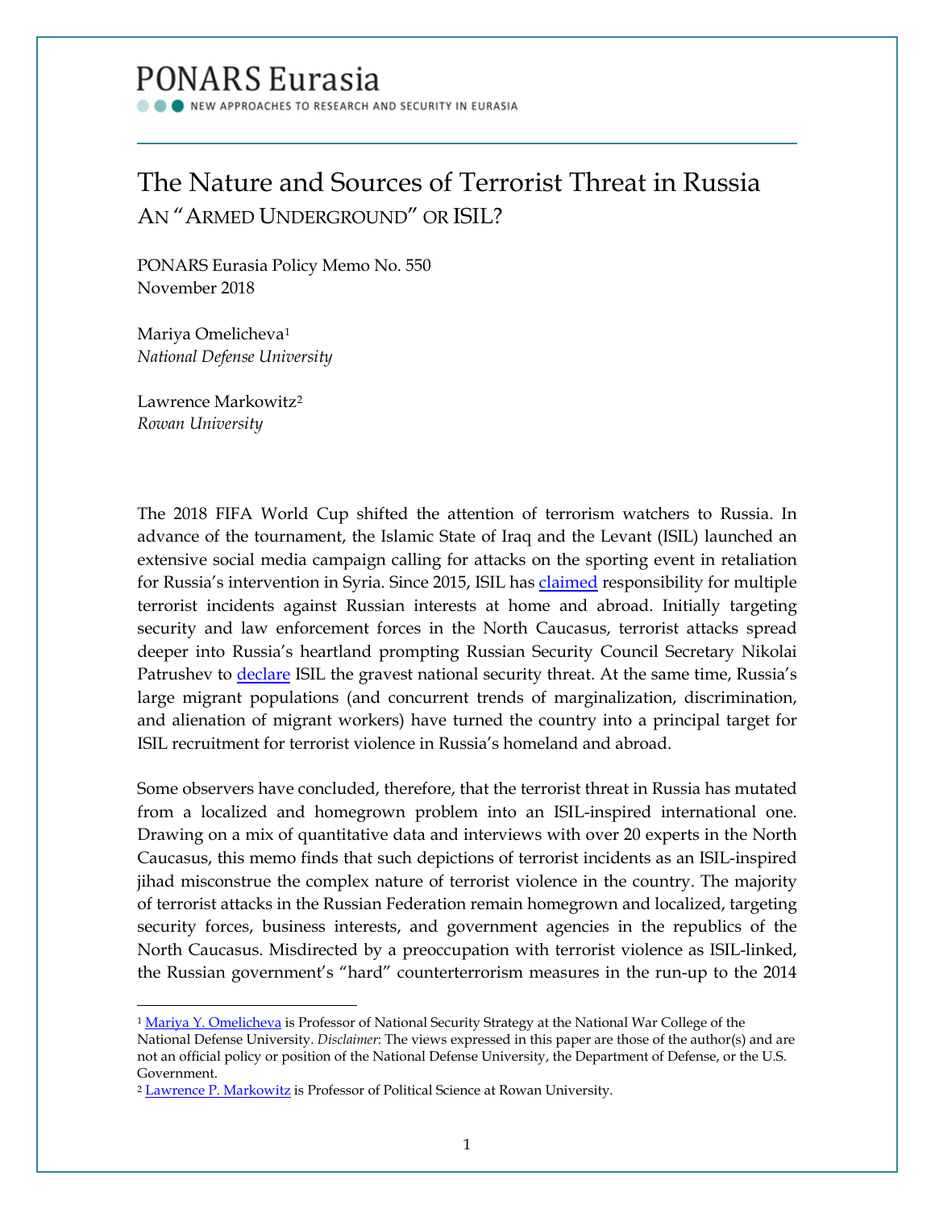PONARS Eurasia

NEW APPROACHES TO RESEARCH AND SECURITY IN EURASIA

# The Nature and Sources of Terrorist Threat in Russia

## An "Armed Underground" or ISIL?

PONARS Eurasia Policy Memo No. 550
November 2018

Mariya Omelicheva[1]
*National Defense University*

Lawrence Markowitz[2]
*Rowan University*

The 2018 FIFA World Cup shifted the attention of terrorism watchers to Russia. In advance of the tournament, the Islamic State of Iraq and the Levant (ISIL) launched an extensive social media campaign calling for attacks on the sporting event in retaliation for Russia's intervention in Syria. Since 2015, ISIL has claimed responsibility for multiple terrorist incidents against Russian interests at home and abroad. Initially targeting security and law enforcement forces in the North Caucasus, terrorist attacks spread deeper into Russia's heartland prompting Russian Security Council Secretary Nikolai Patrushev to declare ISIL the gravest national security threat. At the same time, Russia's large migrant populations (and concurrent trends of marginalization, discrimination, and alienation of migrant workers) have turned the country into a principal target for ISIL recruitment for terrorist violence in Russia's homeland and abroad.

Some observers have concluded, therefore, that the terrorist threat in Russia has mutated from a localized and homegrown problem into an ISIL-inspired international one. Drawing on a mix of quantitative data and interviews with over 20 experts in the North Caucasus, this memo finds that such depictions of terrorist incidents as an ISIL-inspired jihad misconstrue the complex nature of terrorist violence in the country. The majority of terrorist attacks in the Russian Federation remain homegrown and localized, targeting security forces, business interests, and government agencies in the republics of the North Caucasus. Misdirected by a preoccupation with terrorist violence as ISIL-linked, the Russian government's "hard" counterterrorism measures in the run-up to the 2014

---

[1] Mariya Y. Omelicheva is Professor of National Security Strategy at the National War College of the National Defense University. *Disclaimer*: The views expressed in this paper are those of the author(s) and are not an official policy or position of the National Defense University, the Department of Defense, or the U.S. Government.

[2] Lawrence P. Markowitz is Professor of Political Science at Rowan University.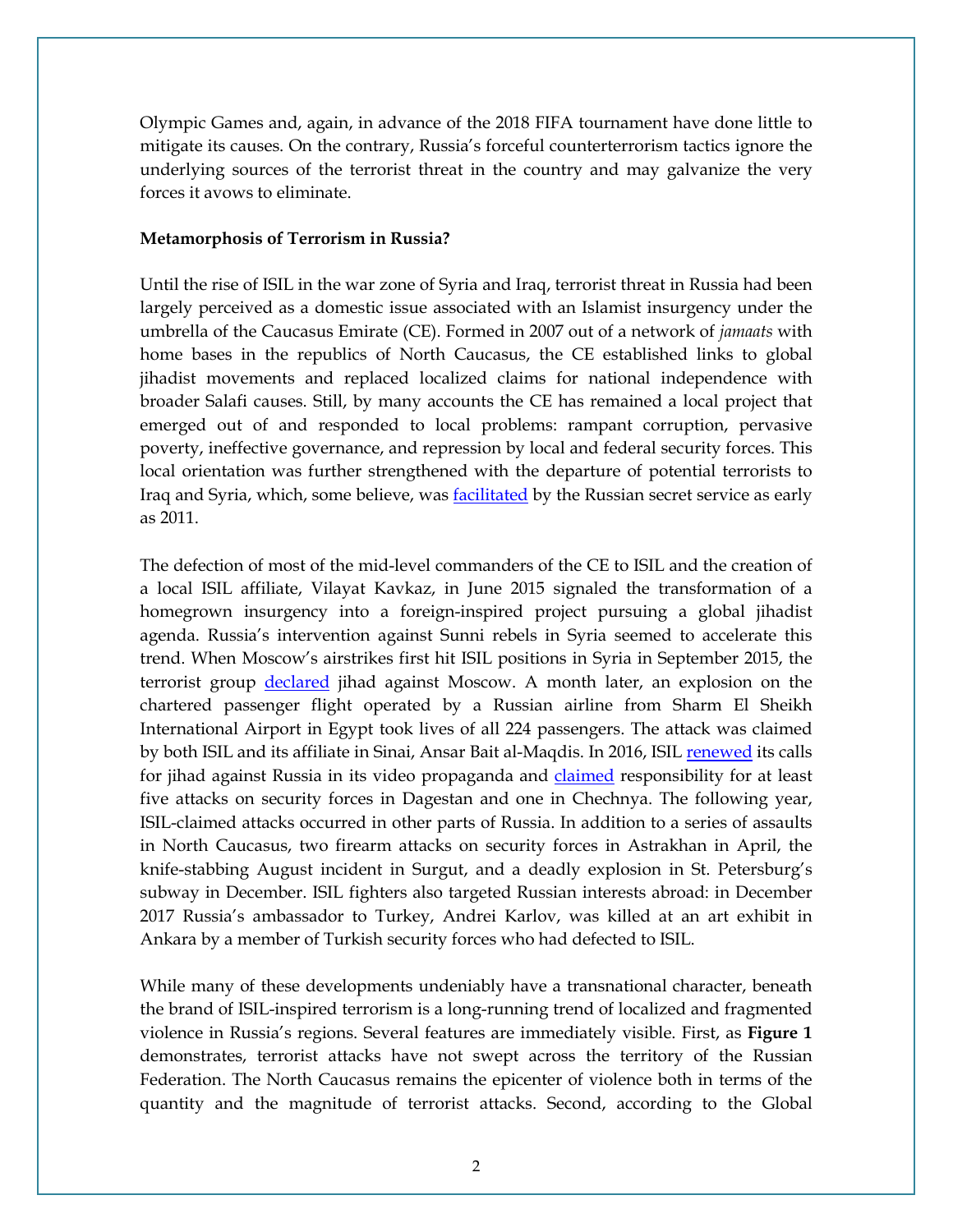Olympic Games and, again, in advance of the 2018 FIFA tournament have done little to mitigate its causes. On the contrary, Russia's forceful counterterrorism tactics ignore the underlying sources of the terrorist threat in the country and may galvanize the very forces it avows to eliminate.

**Metamorphosis of Terrorism in Russia?**

Until the rise of ISIL in the war zone of Syria and Iraq, terrorist threat in Russia had been largely perceived as a domestic issue associated with an Islamist insurgency under the umbrella of the Caucasus Emirate (CE). Formed in 2007 out of a network of *jamaats* with home bases in the republics of North Caucasus, the CE established links to global jihadist movements and replaced localized claims for national independence with broader Salafi causes. Still, by many accounts the CE has remained a local project that emerged out of and responded to local problems: rampant corruption, pervasive poverty, ineffective governance, and repression by local and federal security forces. This local orientation was further strengthened with the departure of potential terrorists to Iraq and Syria, which, some believe, was facilitated by the Russian secret service as early as 2011.

The defection of most of the mid-level commanders of the CE to ISIL and the creation of a local ISIL affiliate, Vilayat Kavkaz, in June 2015 signaled the transformation of a homegrown insurgency into a foreign-inspired project pursuing a global jihadist agenda. Russia's intervention against Sunni rebels in Syria seemed to accelerate this trend. When Moscow's airstrikes first hit ISIL positions in Syria in September 2015, the terrorist group declared jihad against Moscow. A month later, an explosion on the chartered passenger flight operated by a Russian airline from Sharm El Sheikh International Airport in Egypt took lives of all 224 passengers. The attack was claimed by both ISIL and its affiliate in Sinai, Ansar Bait al-Maqdis. In 2016, ISIL renewed its calls for jihad against Russia in its video propaganda and claimed responsibility for at least five attacks on security forces in Dagestan and one in Chechnya. The following year, ISIL-claimed attacks occurred in other parts of Russia. In addition to a series of assaults in North Caucasus, two firearm attacks on security forces in Astrakhan in April, the knife-stabbing August incident in Surgut, and a deadly explosion in St. Petersburg's subway in December. ISIL fighters also targeted Russian interests abroad: in December 2017 Russia's ambassador to Turkey, Andrei Karlov, was killed at an art exhibit in Ankara by a member of Turkish security forces who had defected to ISIL.

While many of these developments undeniably have a transnational character, beneath the brand of ISIL-inspired terrorism is a long-running trend of localized and fragmented violence in Russia's regions. Several features are immediately visible. First, as **Figure 1** demonstrates, terrorist attacks have not swept across the territory of the Russian Federation. The North Caucasus remains the epicenter of violence both in terms of the quantity and the magnitude of terrorist attacks. Second, according to the Global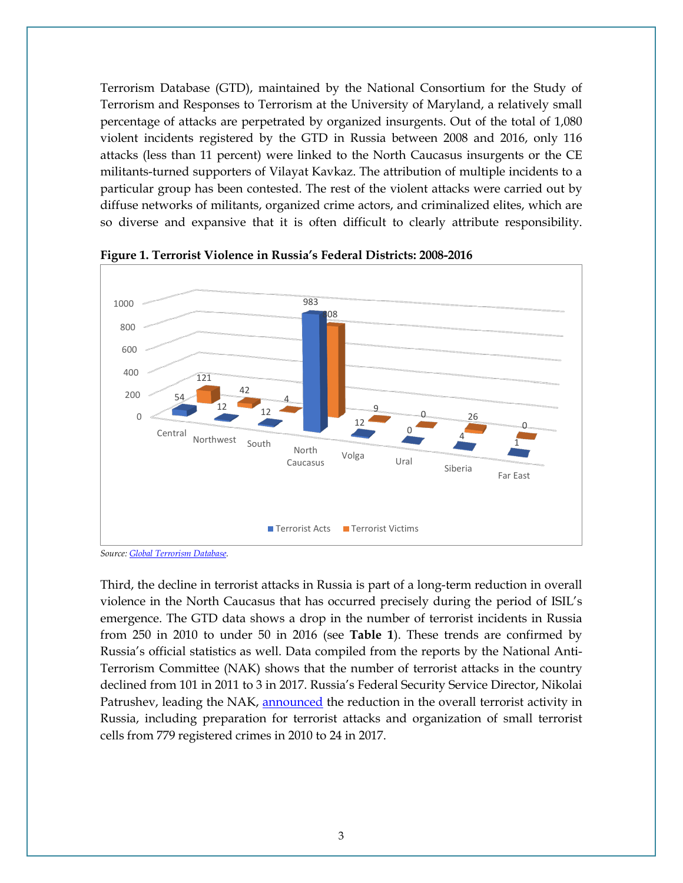Terrorism Database (GTD), maintained by the National Consortium for the Study of Terrorism and Responses to Terrorism at the University of Maryland, a relatively small percentage of attacks are perpetrated by organized insurgents. Out of the total of 1,080 violent incidents registered by the GTD in Russia between 2008 and 2016, only 116 attacks (less than 11 percent) were linked to the North Caucasus insurgents or the CE militants-turned supporters of Vilayat Kavkaz. The attribution of multiple incidents to a particular group has been contested. The rest of the violent attacks were carried out by diffuse networks of militants, organized crime actors, and criminalized elites, which are so diverse and expansive that it is often difficult to clearly attribute responsibility.

**Figure 1. Terrorist Violence in Russia's Federal Districts: 2008-2016**

| District | Terrorist Acts | Terrorist Victims |
| --- | --- | --- |
| Central | 54 | 121 |
| Northwest | 12 | 42 |
| South | 12 | 4 |
| North Caucasus | 983 | 808 |
| Volga | 12 | 9 |
| Ural | 0 | 0 |
| Siberia | 4 | 26 |
| Far East | 1 | 0 |

*Source: Global Terrorism Database.*

Third, the decline in terrorist attacks in Russia is part of a long-term reduction in overall violence in the North Caucasus that has occurred precisely during the period of ISIL's emergence. The GTD data shows a drop in the number of terrorist incidents in Russia from 250 in 2010 to under 50 in 2016 (see **Table 1**). These trends are confirmed by Russia's official statistics as well. Data compiled from the reports by the National Anti-Terrorism Committee (NAK) shows that the number of terrorist attacks in the country declined from 101 in 2011 to 3 in 2017. Russia's Federal Security Service Director, Nikolai Patrushev, leading the NAK, announced the reduction in the overall terrorist activity in Russia, including preparation for terrorist attacks and organization of small terrorist cells from 779 registered crimes in 2010 to 24 in 2017.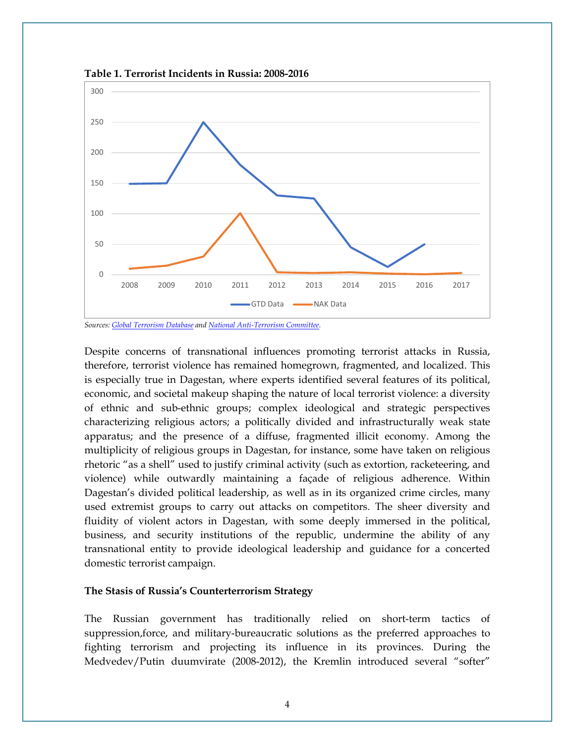**Table 1. Terrorist Incidents in Russia: 2008-2016**

*Sources: [Global Terrorism Database](Global Terrorism Database) and [National Anti-Terrorism Committee](National Anti-Terrorism Committee).*

Despite concerns of transnational influences promoting terrorist attacks in Russia, therefore, terrorist violence has remained homegrown, fragmented, and localized. This is especially true in Dagestan, where experts identified several features of its political, economic, and societal makeup shaping the nature of local terrorist violence: a diversity of ethnic and sub-ethnic groups; complex ideological and strategic perspectives characterizing religious actors; a politically divided and infrastructurally weak state apparatus; and the presence of a diffuse, fragmented illicit economy. Among the multiplicity of religious groups in Dagestan, for instance, some have taken on religious rhetoric "as a shell" used to justify criminal activity (such as extortion, racketeering, and violence) while outwardly maintaining a façade of religious adherence. Within Dagestan's divided political leadership, as well as in its organized crime circles, many used extremist groups to carry out attacks on competitors. The sheer diversity and fluidity of violent actors in Dagestan, with some deeply immersed in the political, business, and security institutions of the republic, undermine the ability of any transnational entity to provide ideological leadership and guidance for a concerted domestic terrorist campaign.

**The Stasis of Russia's Counterterrorism Strategy**

The Russian government has traditionally relied on short-term tactics of suppression,force, and military-bureaucratic solutions as the preferred approaches to fighting terrorism and projecting its influence in its provinces. During the Medvedev/Putin duumvirate (2008-2012), the Kremlin introduced several "softer"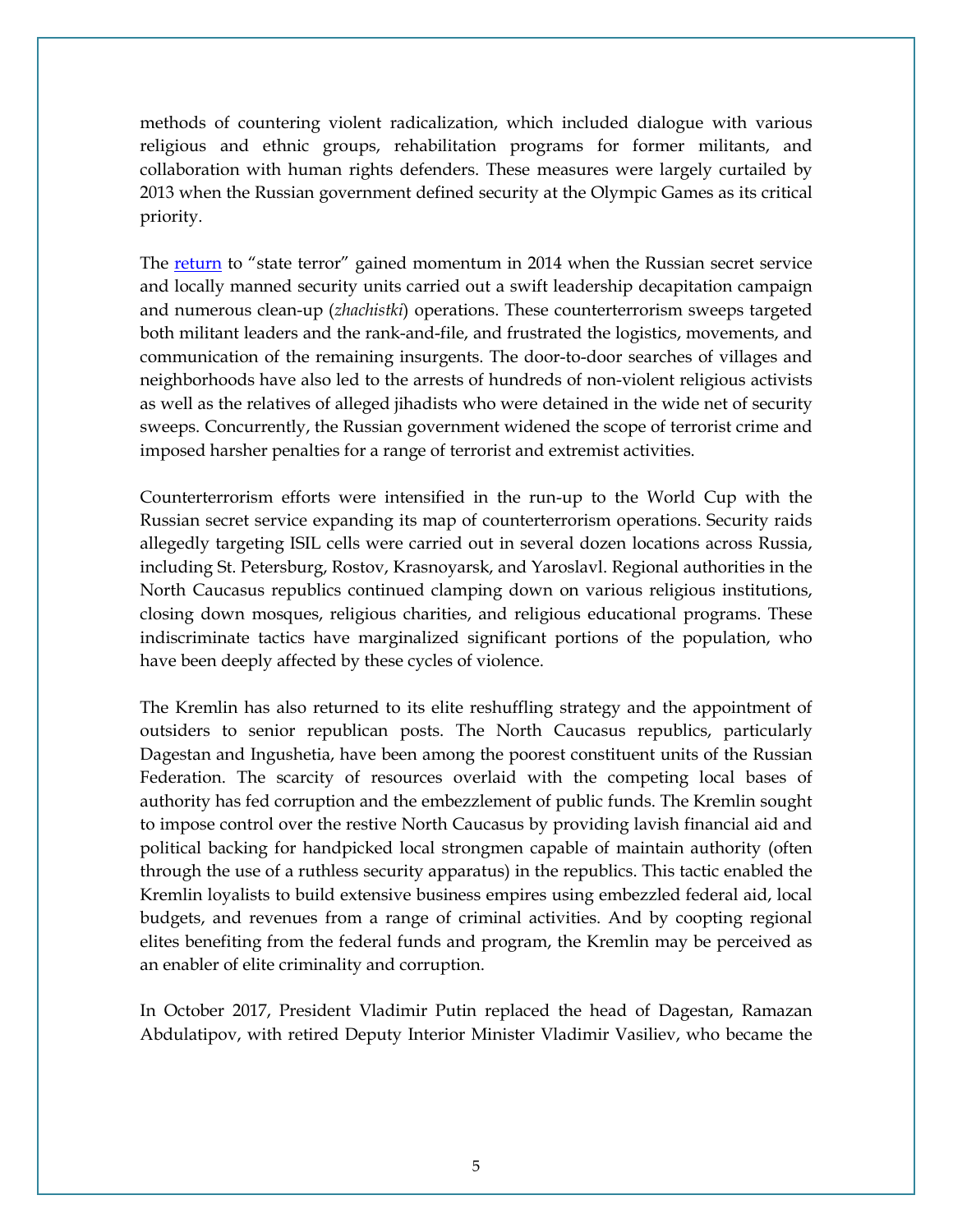methods of countering violent radicalization, which included dialogue with various religious and ethnic groups, rehabilitation programs for former militants, and collaboration with human rights defenders. These measures were largely curtailed by 2013 when the Russian government defined security at the Olympic Games as its critical priority.

The [return](#) to "state terror" gained momentum in 2014 when the Russian secret service and locally manned security units carried out a swift leadership decapitation campaign and numerous clean-up (*zhachistki*) operations. These counterterrorism sweeps targeted both militant leaders and the rank-and-file, and frustrated the logistics, movements, and communication of the remaining insurgents. The door-to-door searches of villages and neighborhoods have also led to the arrests of hundreds of non-violent religious activists as well as the relatives of alleged jihadists who were detained in the wide net of security sweeps. Concurrently, the Russian government widened the scope of terrorist crime and imposed harsher penalties for a range of terrorist and extremist activities.

Counterterrorism efforts were intensified in the run-up to the World Cup with the Russian secret service expanding its map of counterterrorism operations. Security raids allegedly targeting ISIL cells were carried out in several dozen locations across Russia, including St. Petersburg, Rostov, Krasnoyarsk, and Yaroslavl. Regional authorities in the North Caucasus republics continued clamping down on various religious institutions, closing down mosques, religious charities, and religious educational programs. These indiscriminate tactics have marginalized significant portions of the population, who have been deeply affected by these cycles of violence.

The Kremlin has also returned to its elite reshuffling strategy and the appointment of outsiders to senior republican posts. The North Caucasus republics, particularly Dagestan and Ingushetia, have been among the poorest constituent units of the Russian Federation. The scarcity of resources overlaid with the competing local bases of authority has fed corruption and the embezzlement of public funds. The Kremlin sought to impose control over the restive North Caucasus by providing lavish financial aid and political backing for handpicked local strongmen capable of maintain authority (often through the use of a ruthless security apparatus) in the republics. This tactic enabled the Kremlin loyalists to build extensive business empires using embezzled federal aid, local budgets, and revenues from a range of criminal activities. And by coopting regional elites benefiting from the federal funds and program, the Kremlin may be perceived as an enabler of elite criminality and corruption.

In October 2017, President Vladimir Putin replaced the head of Dagestan, Ramazan Abdulatipov, with retired Deputy Interior Minister Vladimir Vasiliev, who became the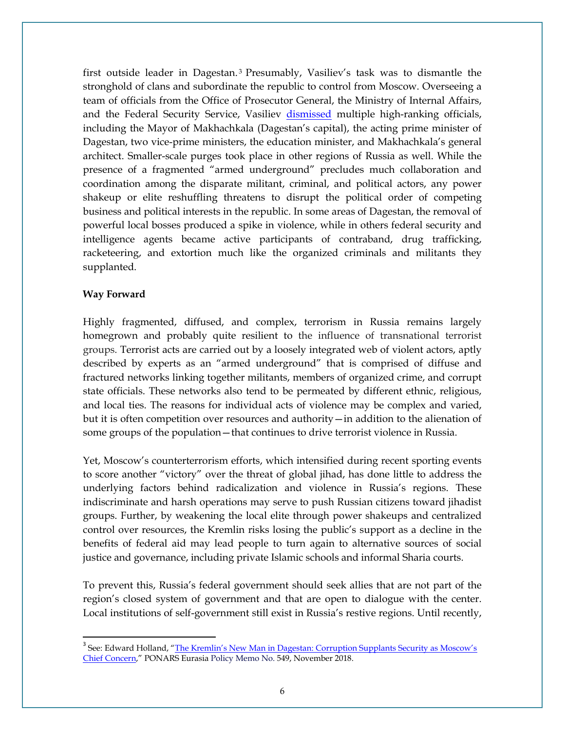first outside leader in Dagestan.[3] Presumably, Vasiliev's task was to dismantle the stronghold of clans and subordinate the republic to control from Moscow. Overseeing a team of officials from the Office of Prosecutor General, the Ministry of Internal Affairs, and the Federal Security Service, Vasiliev dismissed multiple high-ranking officials, including the Mayor of Makhachkala (Dagestan's capital), the acting prime minister of Dagestan, two vice-prime ministers, the education minister, and Makhachkala's general architect. Smaller-scale purges took place in other regions of Russia as well. While the presence of a fragmented "armed underground" precludes much collaboration and coordination among the disparate militant, criminal, and political actors, any power shakeup or elite reshuffling threatens to disrupt the political order of competing business and political interests in the republic. In some areas of Dagestan, the removal of powerful local bosses produced a spike in violence, while in others federal security and intelligence agents became active participants of contraband, drug trafficking, racketeering, and extortion much like the organized criminals and militants they supplanted.

**Way Forward**

Highly fragmented, diffused, and complex, terrorism in Russia remains largely homegrown and probably quite resilient to the influence of transnational terrorist groups. Terrorist acts are carried out by a loosely integrated web of violent actors, aptly described by experts as an "armed underground" that is comprised of diffuse and fractured networks linking together militants, members of organized crime, and corrupt state officials. These networks also tend to be permeated by different ethnic, religious, and local ties. The reasons for individual acts of violence may be complex and varied, but it is often competition over resources and authority—in addition to the alienation of some groups of the population—that continues to drive terrorist violence in Russia.

Yet, Moscow's counterterrorism efforts, which intensified during recent sporting events to score another "victory" over the threat of global jihad, has done little to address the underlying factors behind radicalization and violence in Russia's regions. These indiscriminate and harsh operations may serve to push Russian citizens toward jihadist groups. Further, by weakening the local elite through power shakeups and centralized control over resources, the Kremlin risks losing the public's support as a decline in the benefits of federal aid may lead people to turn again to alternative sources of social justice and governance, including private Islamic schools and informal Sharia courts.

To prevent this, Russia's federal government should seek allies that are not part of the region's closed system of government and that are open to dialogue with the center. Local institutions of self-government still exist in Russia's restive regions. Until recently,

---

[3] See: Edward Holland, "The Kremlin's New Man in Dagestan: Corruption Supplants Security as Moscow's Chief Concern," PONARS Eurasia Policy Memo No. 549, November 2018.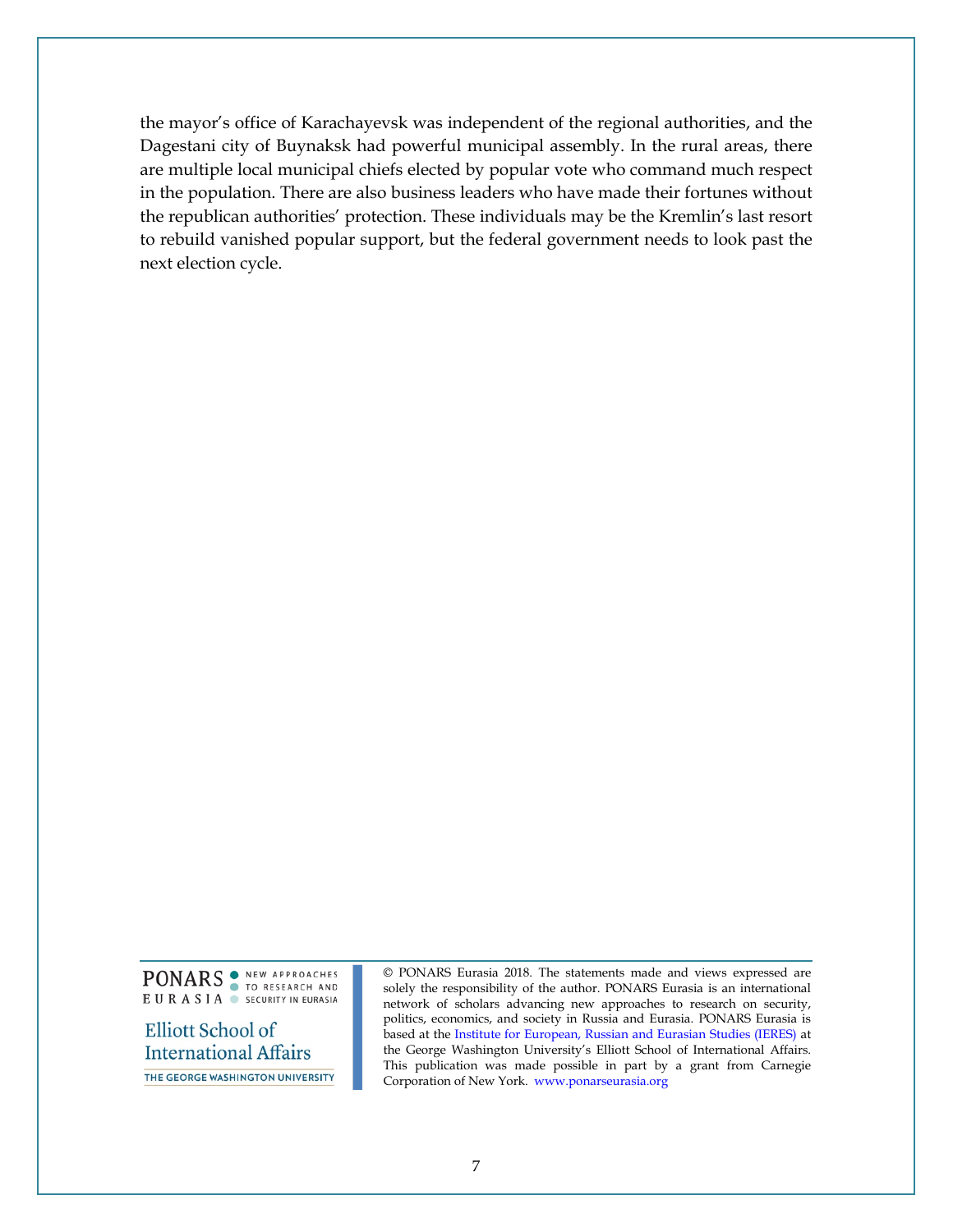the mayor's office of Karachayevsk was independent of the regional authorities, and the Dagestani city of Buynaksk had powerful municipal assembly. In the rural areas, there are multiple local municipal chiefs elected by popular vote who command much respect in the population. There are also business leaders who have made their fortunes without the republican authorities' protection. These individuals may be the Kremlin's last resort to rebuild vanished popular support, but the federal government needs to look past the next election cycle.

PONARS EURASIA NEW APPROACHES TO RESEARCH AND SECURITY IN EURASIA

Elliott School of International Affairs

THE GEORGE WASHINGTON UNIVERSITY

© PONARS Eurasia 2018. The statements made and views expressed are solely the responsibility of the author. PONARS Eurasia is an international network of scholars advancing new approaches to research on security, politics, economics, and society in Russia and Eurasia. PONARS Eurasia is based at the Institute for European, Russian and Eurasian Studies (IERES) at the George Washington University's Elliott School of International Affairs. This publication was made possible in part by a grant from Carnegie Corporation of New York. www.ponarseurasia.org